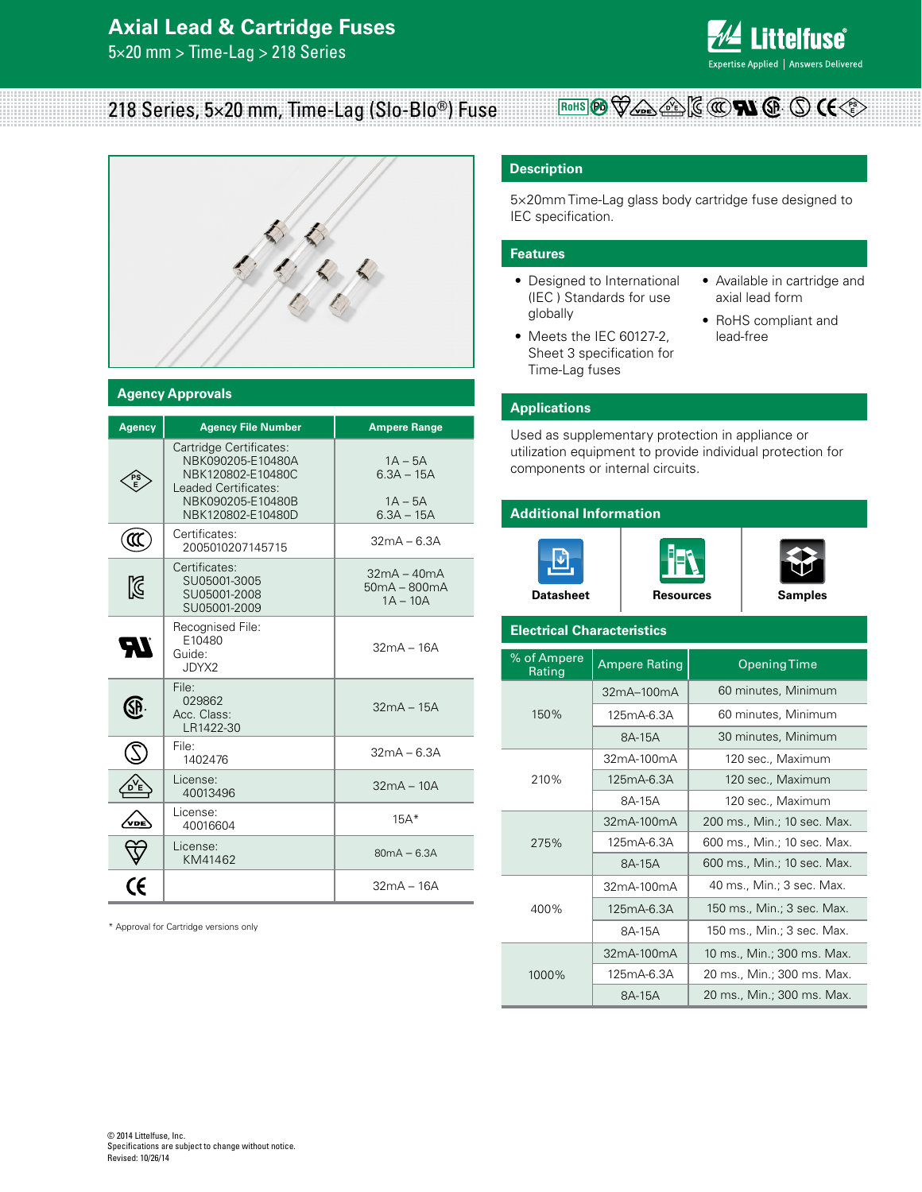# Axial Lead & Cartridge Fuses

5×20 mm > Time-Lag > 218 Series

## 218 Series, 5×20 mm, Time-Lag (Slo-Blo®) Fuse

## Description

5×20mm Time-Lag glass body cartridge fuse designed to IEC specification.

## Features

- Designed to International (IEC ) Standards for use globally
- Meets the IEC 60127-2, Sheet 3 specification for Time-Lag fuses
- Available in cartridge and axial lead form
- RoHS compliant and lead-free

## Applications

Used as supplementary protection in appliance or utilization equipment to provide individual protection for components or internal circuits.

## Additional Information

Datasheet | Resources | Samples

## Agency Approvals

| Agency | Agency File Number | Ampere Range |
|---|---|---|
| PSE | Cartridge Certificates: NBK090205-E10480A NBK120802-E10480C Leaded Certificates: NBK090205-E10480B NBK120802-E10480D | 1A – 5A 6.3A – 15A 1A – 5A 6.3A – 15A |
| CCC | Certificates: 2005010207145715 | 32mA – 6.3A |
| KC | Certificates: SU05001-3005 SU05001-2008 SU05001-2009 | 32mA – 40mA 50mA – 800mA 1A – 10A |
| UR | Recognised File: E10480 Guide: JDYX2 | 32mA – 16A |
| CSA | File: 029862 Acc. Class: LR1422-30 | 32mA – 15A |
| S | File: 1402476 | 32mA – 6.3A |
| DVE | License: 40013496 | 32mA – 10A |
| VDE | License: 40016604 | 15A* |
| KTL | License: KM41462 | 80mA – 6.3A |
| CE | | 32mA – 16A |

\* Approval for Cartridge versions only

## Electrical Characteristics

| % of Ampere Rating | Ampere Rating | Opening Time |
|---|---|---|
| 150% | 32mA–100mA | 60 minutes, Minimum |
| | 125mA-6.3A | 60 minutes, Minimum |
| | 8A-15A | 30 minutes, Minimum |
| 210% | 32mA-100mA | 120 sec., Maximum |
| | 125mA-6.3A | 120 sec., Maximum |
| | 8A-15A | 120 sec., Maximum |
| 275% | 32mA-100mA | 200 ms., Min.; 10 sec. Max. |
| | 125mA-6.3A | 600 ms., Min.; 10 sec. Max. |
| | 8A-15A | 600 ms., Min.; 10 sec. Max. |
| 400% | 32mA-100mA | 40 ms., Min.; 3 sec. Max. |
| | 125mA-6.3A | 150 ms., Min.; 3 sec. Max. |
| | 8A-15A | 150 ms., Min.; 3 sec. Max. |
| 1000% | 32mA-100mA | 10 ms., Min.; 300 ms. Max. |
| | 125mA-6.3A | 20 ms., Min.; 300 ms. Max. |
| | 8A-15A | 20 ms., Min.; 300 ms. Max. |

© 2014 Littelfuse, Inc.
Specifications are subject to change without notice.
Revised: 10/26/14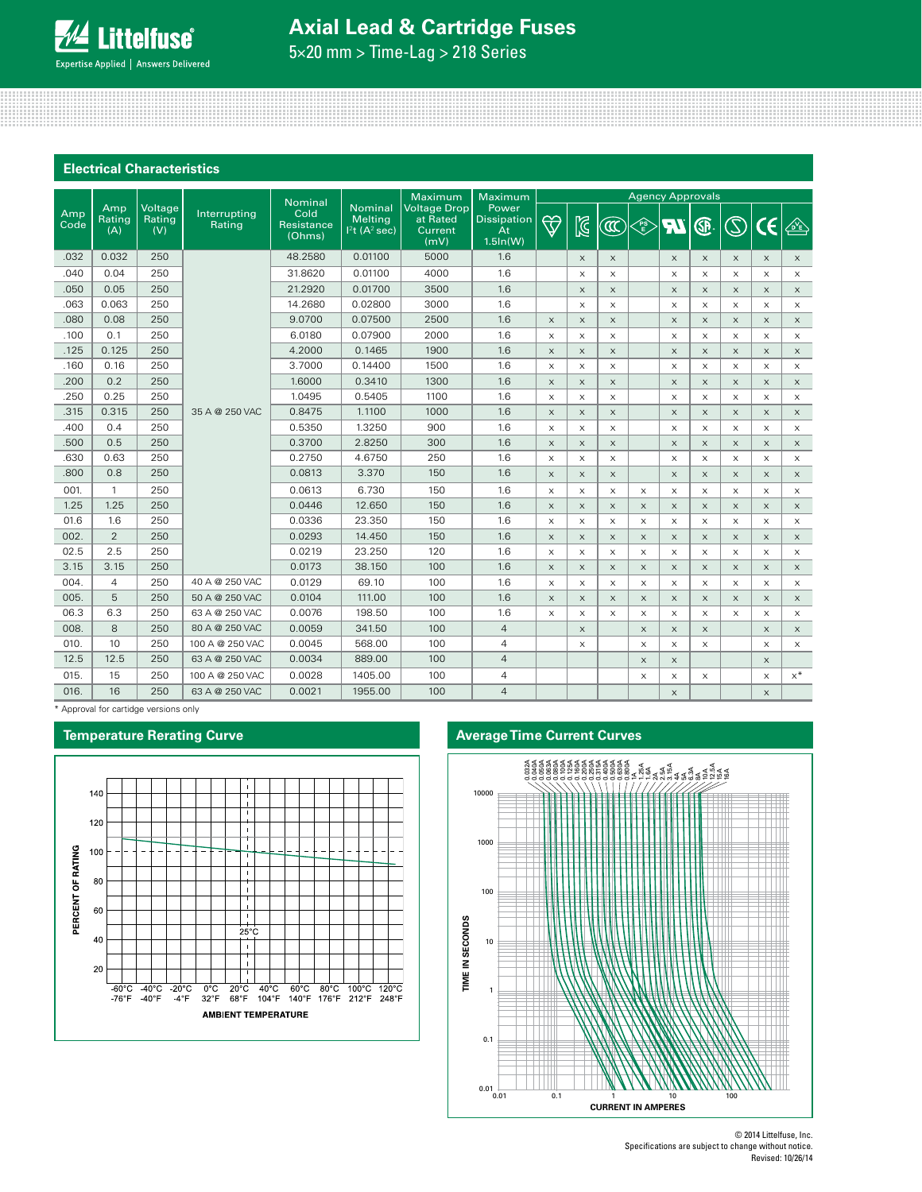## Electrical Characteristics

| Amp Code | Amp Rating (A) | Voltage Rating (V) | Interrupting Rating | Nominal Cold Resistance (Ohms) | Nominal Melting $I^2t$ ($A^2$ sec) | Maximum Voltage Drop at Rated Current (mV) | Maximum Power Dissipation At 1.5In(W) | Agency Approvals | | | | | | | | |
|---|---|---|---|---|---|---|---|---|---|---|---|---|---|---|---|---|
| | | | | | | | | Kitemark | KC | CCC | PSE | UL | CSA | S | CE | VDE |
| .032 | 0.032 | 250 | 35 A @ 250 VAC | 48.2580 | 0.01100 | 5000 | 1.6 | | x | x | | x | x | x | x | x |
| .040 | 0.04 | 250 | 35 A @ 250 VAC | 31.8620 | 0.01100 | 4000 | 1.6 | | x | x | | x | x | x | x | x |
| .050 | 0.05 | 250 | 35 A @ 250 VAC | 21.2920 | 0.01700 | 3500 | 1.6 | | x | x | | x | x | x | x | x |
| .063 | 0.063 | 250 | 35 A @ 250 VAC | 14.2680 | 0.02800 | 3000 | 1.6 | | x | x | | x | x | x | x | x |
| .080 | 0.08 | 250 | 35 A @ 250 VAC | 9.0700 | 0.07500 | 2500 | 1.6 | x | x | x | | x | x | x | x | x |
| .100 | 0.1 | 250 | 35 A @ 250 VAC | 6.0180 | 0.07900 | 2000 | 1.6 | x | x | x | | x | x | x | x | x |
| .125 | 0.125 | 250 | 35 A @ 250 VAC | 4.2000 | 0.1465 | 1900 | 1.6 | x | x | x | | x | x | x | x | x |
| .160 | 0.16 | 250 | 35 A @ 250 VAC | 3.7000 | 0.14400 | 1500 | 1.6 | x | x | x | | x | x | x | x | x |
| .200 | 0.2 | 250 | 35 A @ 250 VAC | 1.6000 | 0.3410 | 1300 | 1.6 | x | x | x | | x | x | x | x | x |
| .250 | 0.25 | 250 | 35 A @ 250 VAC | 1.0495 | 0.5405 | 1100 | 1.6 | x | x | x | | x | x | x | x | x |
| .315 | 0.315 | 250 | 35 A @ 250 VAC | 0.8475 | 1.1100 | 1000 | 1.6 | x | x | x | | x | x | x | x | x |
| .400 | 0.4 | 250 | 35 A @ 250 VAC | 0.5350 | 1.3250 | 900 | 1.6 | x | x | x | | x | x | x | x | x |
| .500 | 0.5 | 250 | 35 A @ 250 VAC | 0.3700 | 2.8250 | 300 | 1.6 | x | x | x | | x | x | x | x | x |
| .630 | 0.63 | 250 | 35 A @ 250 VAC | 0.2750 | 4.6750 | 250 | 1.6 | x | x | x | | x | x | x | x | x |
| .800 | 0.8 | 250 | 35 A @ 250 VAC | 0.0813 | 3.370 | 150 | 1.6 | x | x | x | | x | x | x | x | x |
| 001. | 1 | 250 | 35 A @ 250 VAC | 0.0613 | 6.730 | 150 | 1.6 | x | x | x | x | x | x | x | x | x |
| 1.25 | 1.25 | 250 | 35 A @ 250 VAC | 0.0446 | 12.650 | 150 | 1.6 | x | x | x | x | x | x | x | x | x |
| 01.6 | 1.6 | 250 | 35 A @ 250 VAC | 0.0336 | 23.350 | 150 | 1.6 | x | x | x | x | x | x | x | x | x |
| 002. | 2 | 250 | 35 A @ 250 VAC | 0.0293 | 14.450 | 150 | 1.6 | x | x | x | x | x | x | x | x | x |
| 02.5 | 2.5 | 250 | 35 A @ 250 VAC | 0.0219 | 23.250 | 120 | 1.6 | x | x | x | x | x | x | x | x | x |
| 3.15 | 3.15 | 250 | 35 A @ 250 VAC | 0.0173 | 38.150 | 100 | 1.6 | x | x | x | x | x | x | x | x | x |
| 004. | 4 | 250 | 40 A @ 250 VAC | 0.0129 | 69.10 | 100 | 1.6 | x | x | x | x | x | x | x | x | x |
| 005. | 5 | 250 | 50 A @ 250 VAC | 0.0104 | 111.00 | 100 | 1.6 | x | x | x | x | x | x | x | x | x |
| 06.3 | 6.3 | 250 | 63 A @ 250 VAC | 0.0076 | 198.50 | 100 | 1.6 | x | x | x | x | x | x | x | x | x |
| 008. | 8 | 250 | 80 A @ 250 VAC | 0.0059 | 341.50 | 100 | 4 | | x | | x | x | x | | x | x |
| 010. | 10 | 250 | 100 A @ 250 VAC | 0.0045 | 568.00 | 100 | 4 | | x | | x | x | x | | x | x |
| 12.5 | 12.5 | 250 | 63 A @ 250 VAC | 0.0034 | 889.00 | 100 | 4 | | | | x | x | | | x | |
| 015. | 15 | 250 | 100 A @ 250 VAC | 0.0028 | 1405.00 | 100 | 4 | | | | x | x | x | | x | x* |
| 016. | 16 | 250 | 63 A @ 250 VAC | 0.0021 | 1955.00 | 100 | 4 | | | | | x | | | x | |

* Approval for cartidge versions only

## Temperature Rerating Curve

## Average Time Current Curves

© 2014 Littelfuse, Inc.
Specifications are subject to change without notice.
Revised: 10/26/14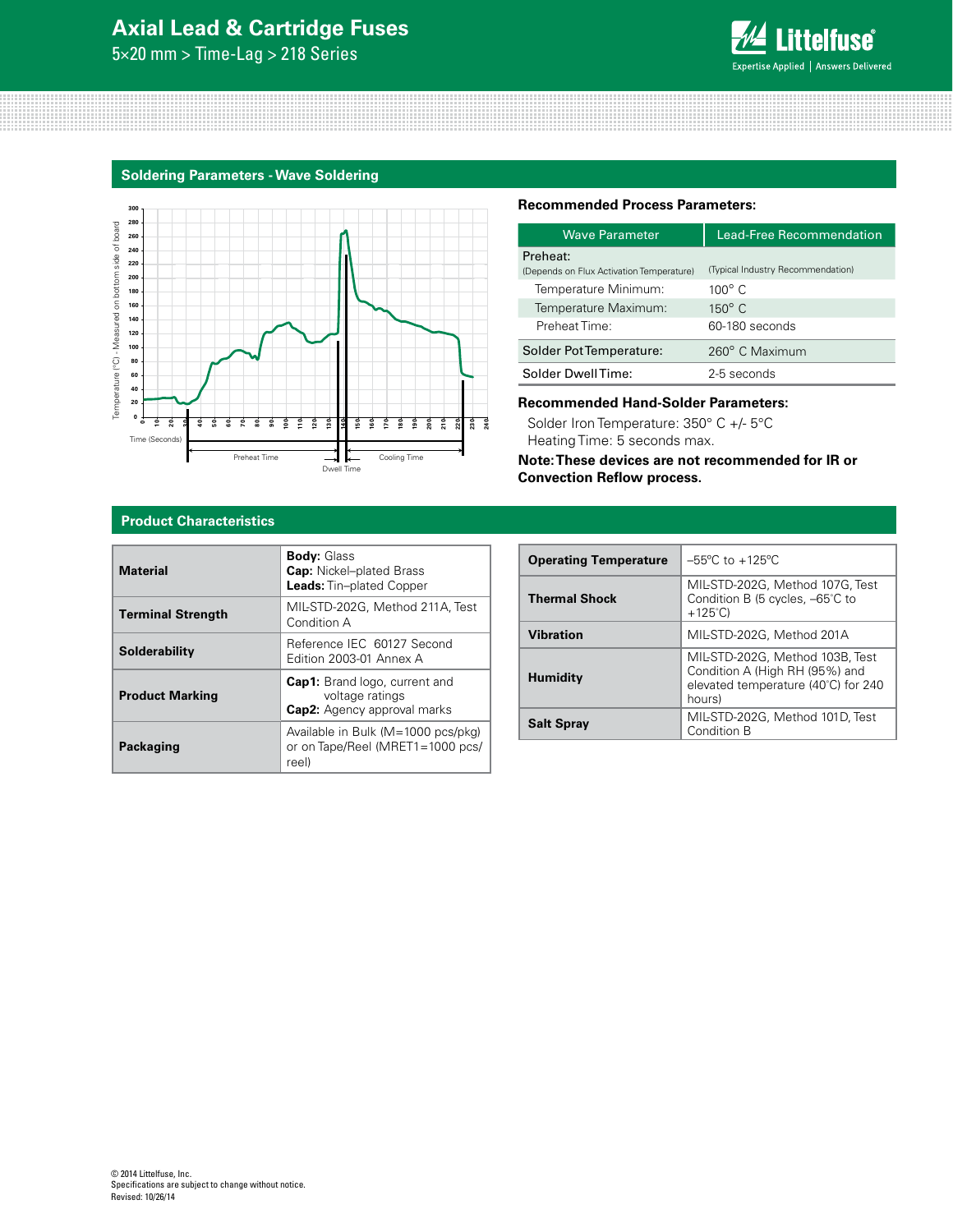## Soldering Parameters - Wave Soldering

Temperature (°C) - Measured on bottom side of board

Time (Seconds)

Preheat Time

Dwell Time

Cooling Time

**Recommended Process Parameters:**

| Wave Parameter | Lead-Free Recommendation |
|---|---|
| Preheat: (Depends on Flux Activation Temperature) | (Typical Industry Recommendation) |
| Temperature Minimum: | 100° C |
| Temperature Maximum: | 150° C |
| Preheat Time: | 60-180 seconds |
| Solder Pot Temperature: | 260° C Maximum |
| Solder Dwell Time: | 2-5 seconds |

**Recommended Hand-Solder Parameters:**

Solder Iron Temperature: 350° C +/- 5°C
Heating Time: 5 seconds max.

**Note: These devices are not recommended for IR or Convection Reflow process.**

## Product Characteristics

| | |
|---|---|
| **Material** | **Body:** Glass<br>**Cap:** Nickel–plated Brass<br>**Leads:** Tin–plated Copper |
| **Terminal Strength** | MIL-STD-202G, Method 211A, Test Condition A |
| **Solderability** | Reference IEC 60127 Second Edition 2003-01 Annex A |
| **Product Marking** | **Cap1:** Brand logo, current and voltage ratings<br>**Cap2:** Agency approval marks |
| **Packaging** | Available in Bulk (M=1000 pcs/pkg) or on Tape/Reel (MRET1=1000 pcs/reel) |

| | |
|---|---|
| **Operating Temperature** | –55ºC to +125ºC |
| **Thermal Shock** | MIL-STD-202G, Method 107G, Test Condition B (5 cycles, –65˚C to +125˚C) |
| **Vibration** | MIL-STD-202G, Method 201A |
| **Humidity** | MIL-STD-202G, Method 103B, Test Condition A (High RH (95%) and elevated temperature (40˚C) for 240 hours) |
| **Salt Spray** | MIL-STD-202G, Method 101D, Test Condition B |

© 2014 Littelfuse, Inc.
Specifications are subject to change without notice.
Revised: 10/26/14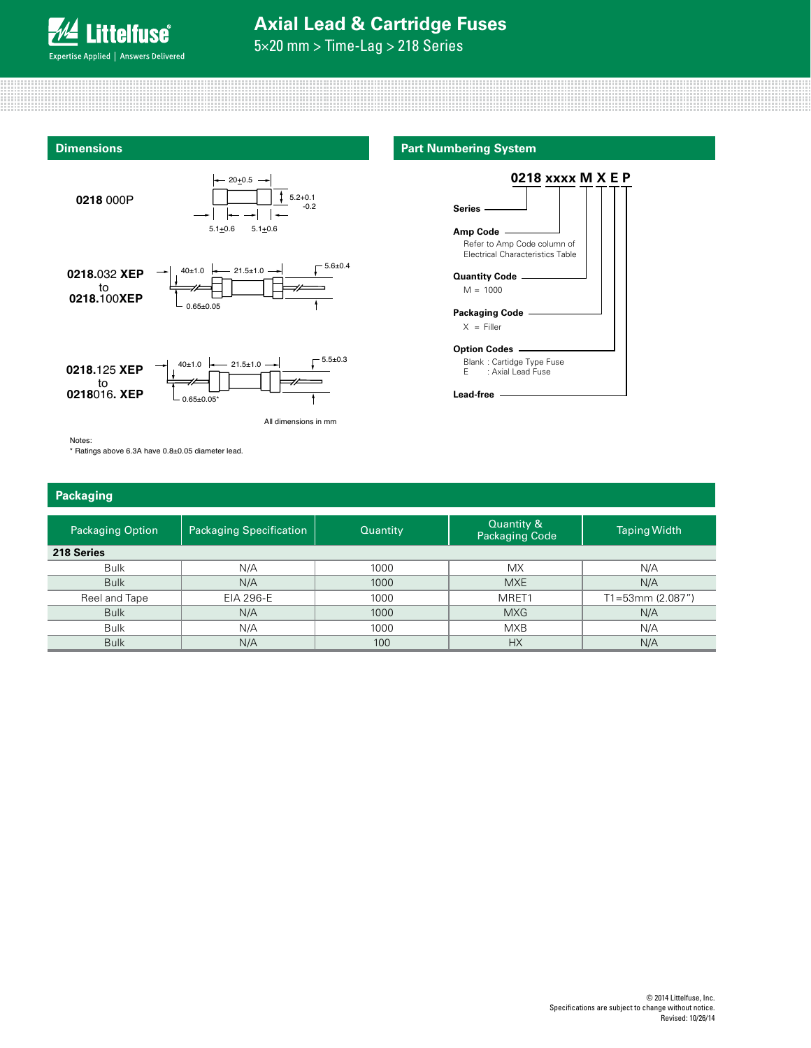## Dimensions

**0218** 000P

20±0.5

5.2+0.1 -0.2

5.1±0.6 5.1±0.6

**0218**.032 **XEP** to **0218**.100**XEP**

40±1.0 21.5±1.0 5.6±0.4

0.65±0.05

**0218**.125 **XEP** to **0218**016. **XEP**

40±1.0 21.5±1.0 5.5±0.3

0.65±0.05*

All dimensions in mm

Notes:
* Ratings above 6.3A have 0.8±0.05 diameter lead.

## Part Numbering System

**0218 xxxx M X E P**

**Series**

**Amp Code**
Refer to Amp Code column of Electrical Characteristics Table

**Quantity Code**
M = 1000

**Packaging Code**
X = Filler

**Option Codes**
Blank : Cartridge Type Fuse
E : Axial Lead Fuse

**Lead-free**

## Packaging

| Packaging Option | Packaging Specification | Quantity | Quantity & Packaging Code | Taping Width |
|---|---|---|---|---|
| **218 Series** | | | | |
| Bulk | N/A | 1000 | MX | N/A |
| Bulk | N/A | 1000 | MXE | N/A |
| Reel and Tape | EIA 296-E | 1000 | MRET1 | T1=53mm (2.087") |
| Bulk | N/A | 1000 | MXG | N/A |
| Bulk | N/A | 1000 | MXB | N/A |
| Bulk | N/A | 100 | HX | N/A |